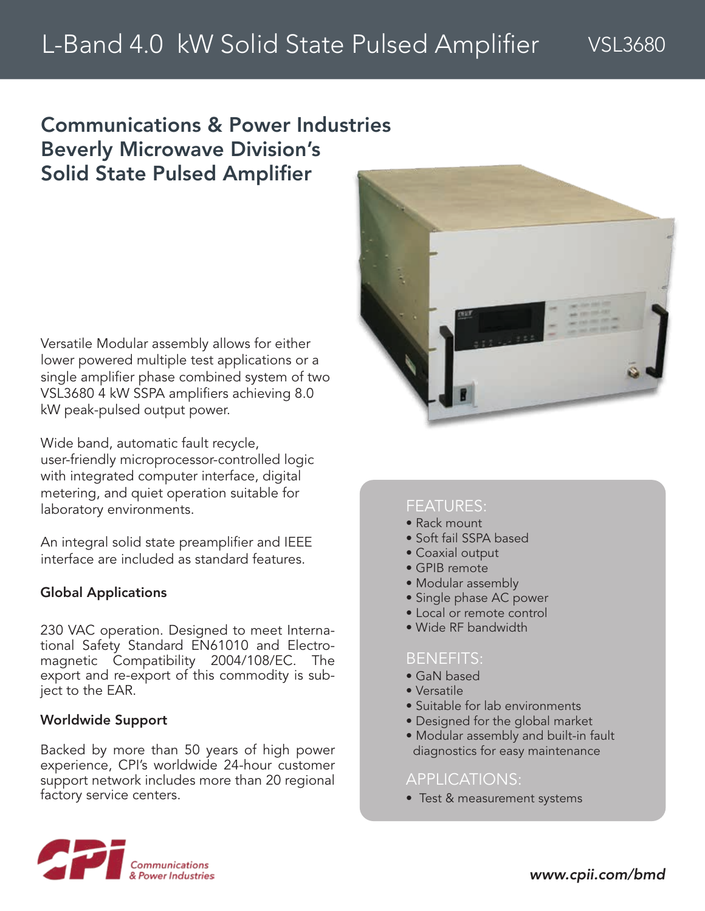# L-Band 4.0 kW Solid State Pulsed Amplifier VSL3680

## Communications & Power Industries Beverly Microwave Division's Solid State Pulsed Amplifier

Versatile Modular assembly allows for either lower powered multiple test applications or a single amplifier phase combined system of two VSL3680 4 kW SSPA amplifiers achieving 8.0 kW peak-pulsed output power.

Wide band, automatic fault recycle, user-friendly microprocessor-controlled logic with integrated computer interface, digital metering, and quiet operation suitable for laboratory environments.

An integral solid state preamplifier and IEEE interface are included as standard features.

### Global Applications

230 VAC operation. Designed to meet International Safety Standard EN61010 and Electromagnetic Compatibility 2004/108/EC. The export and re-export of this commodity is subject to the EAR.

### Worldwide Support

Backed by more than 50 years of high power experience, CPI's worldwide 24-hour customer support network includes more than 20 regional factory service centers.

### FEATURES:

- Rack mount
- Soft fail SSPA based
- Coaxial output
- GPIB remote
- Modular assembly
- Single phase AC power
- Local or remote control
- Wide RF bandwidth

### BENEFITS:

- GaN based
- Versatile
- Suitable for lab environments
- Designed for the global market
- Modular assembly and built-in fault diagnostics for easy maintenance

### APPLICATIONS:

- Test & measurement systems

Communications & Power Industries

*www.cpii.com/bmd*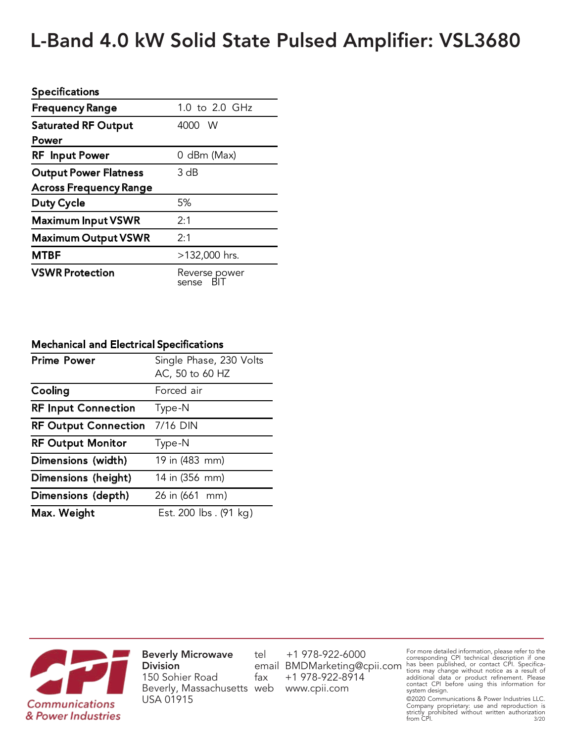# L-Band 4.0 kW Solid State Pulsed Amplifier: VSL3680

| Specifications | |
|---|---|
| **Frequency Range** | 1.0 to 2.0 GHz |
| **Saturated RF Output Power** | 4000 W |
| **RF Input Power** | 0 dBm (Max) |
| **Output Power Flatness Across Frequency Range** | 3 dB |
| **Duty Cycle** | 5% |
| **Maximum Input VSWR** | 2:1 |
| **Maximum Output VSWR** | 2:1 |
| **MTBF** | >132,000 hrs. |
| **VSWR Protection** | Reverse power sense BIT |

| Mechanical and Electrical Specifications | |
|---|---|
| **Prime Power** | Single Phase, 230 Volts AC, 50 to 60 HZ |
| **Cooling** | Forced air |
| **RF Input Connection** | Type-N |
| **RF Output Connection** | 7/16 DIN |
| **RF Output Monitor** | Type-N |
| **Dimensions (width)** | 19 in (483 mm) |
| **Dimensions (height)** | 14 in (356 mm) |
| **Dimensions (depth)** | 26 in (661 mm) |
| **Max. Weight** | Est. 200 lbs . (91 kg) |

Communications & Power Industries

**Beverly Microwave Division**
150 Sohier Road
Beverly, Massachusetts
USA 01915

tel +1 978-922-6000
email BMDMarketing@cpii.com
fax +1 978-922-8914
web www.cpii.com

For more detailed information, please refer to the corresponding CPI technical description if one has been published, or contact CPI. Specifications may change without notice as a result of additional data or product refinement. Please contact CPI before using this information for system design.

©2020 Communications & Power Industries LLC. Company proprietary: use and reproduction is strictly prohibited without written authorization from CPI. 3/20